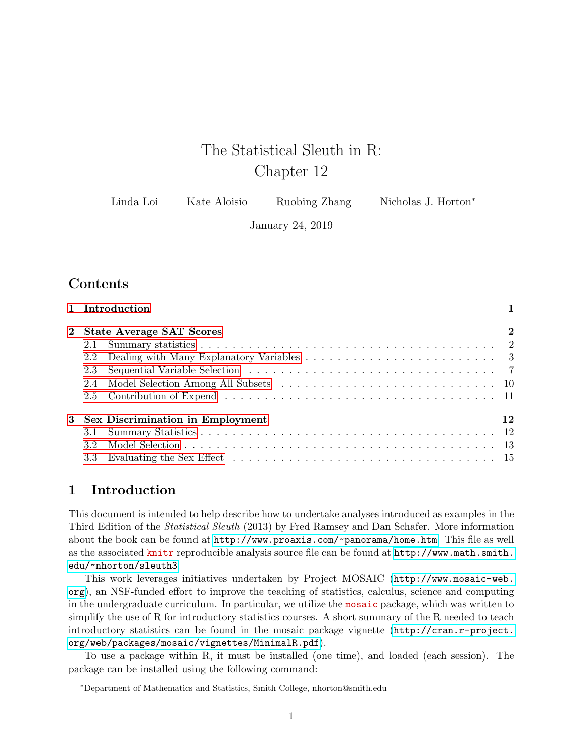# The Statistical Sleuth in R: Chapter 12

Linda Loi    Kate Aloisio    Ruobing Zhang    Nicholas J. Horton[*]

January 24, 2019

## Contents

- **1 Introduction** — 1
- **2 State Average SAT Scores** — 2
  - 2.1 Summary statistics — 2
  - 2.2 Dealing with Many Explanatory Variables — 3
  - 2.3 Sequential Variable Selection — 7
  - 2.4 Model Selection Among All Subsets — 10
  - 2.5 Contribution of Expend — 11
- **3 Sex Discrimination in Employment** — 12
  - 3.1 Summary Statistics — 12
  - 3.2 Model Selection — 13
  - 3.3 Evaluating the Sex Effect — 15

## 1 Introduction

This document is intended to help describe how to undertake analyses introduced as examples in the Third Edition of the *Statistical Sleuth* (2013) by Fred Ramsey and Dan Schafer. More information about the book can be found at `http://www.proaxis.com/~panorama/home.htm`. This file as well as the associated `knitr` reproducible analysis source file can be found at `http://www.math.smith.edu/~nhorton/sleuth3`.

This work leverages initiatives undertaken by Project MOSAIC (`http://www.mosaic-web.org`), an NSF-funded effort to improve the teaching of statistics, calculus, science and computing in the undergraduate curriculum. In particular, we utilize the `mosaic` package, which was written to simplify the use of R for introductory statistics courses. A short summary of the R needed to teach introductory statistics can be found in the mosaic package vignette (`http://cran.r-project.org/web/packages/mosaic/vignettes/MinimalR.pdf`).

To use a package within R, it must be installed (one time), and loaded (each session). The package can be installed using the following command:

[*]Department of Mathematics and Statistics, Smith College, nhorton@smith.edu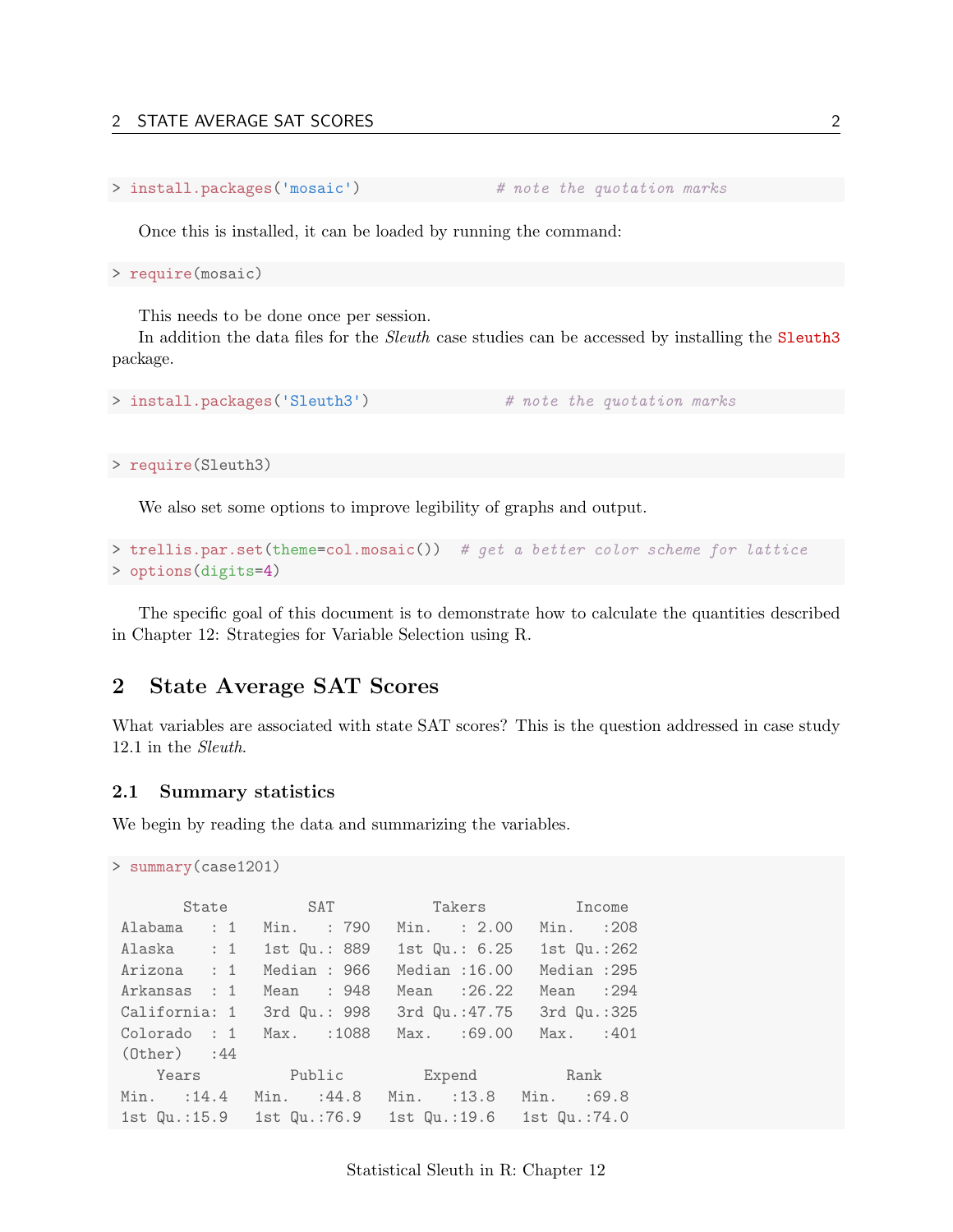```
> install.packages('mosaic')              # note the quotation marks
```

Once this is installed, it can be loaded by running the command:

```
> require(mosaic)
```

This needs to be done once per session.

In addition the data files for the *Sleuth* case studies can be accessed by installing the `Sleuth3` package.

```
> install.packages('Sleuth3')              # note the quotation marks
```

```
> require(Sleuth3)
```

We also set some options to improve legibility of graphs and output.

```
> trellis.par.set(theme=col.mosaic())  # get a better color scheme for lattice
> options(digits=4)
```

The specific goal of this document is to demonstrate how to calculate the quantities described in Chapter 12: Strategies for Variable Selection using R.

## 2 State Average SAT Scores

What variables are associated with state SAT scores? This is the question addressed in case study 12.1 in the *Sleuth*.

### 2.1 Summary statistics

We begin by reading the data and summarizing the variables.

```
> summary(case1201)

       State         SAT           Takers          Income   
 Alabama   : 1   Min.   : 790   Min.   : 2.00   Min.   :208  
 Alaska    : 1   1st Qu.: 889   1st Qu.: 6.25   1st Qu.:262  
 Arizona   : 1   Median : 966   Median :16.00   Median :295  
 Arkansas  : 1   Mean   : 948   Mean   :26.22   Mean   :294  
 California: 1   3rd Qu.: 998   3rd Qu.:47.75   3rd Qu.:325  
 Colorado  : 1   Max.   :1088   Max.   :69.00   Max.   :401  
 (Other)   :44                                                
     Years          Public          Expend          Rank     
 Min.   :14.4   Min.   :44.8   Min.   :13.8   Min.   :69.8  
 1st Qu.:15.9   1st Qu.:76.9   1st Qu.:19.6   1st Qu.:74.0  
```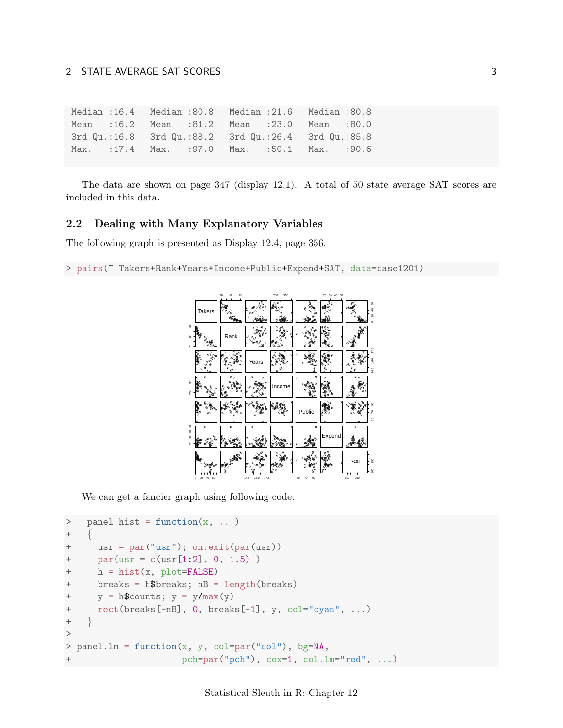```
 Median :16.4   Median :80.8   Median :21.6   Median :80.8
 Mean   :16.2   Mean   :81.2   Mean   :23.0   Mean   :80.0
 3rd Qu.:16.8   3rd Qu.:88.2   3rd Qu.:26.4   3rd Qu.:85.8
 Max.   :17.4   Max.   :97.0   Max.   :50.1   Max.   :90.6
```

The data are shown on page 347 (display 12.1). A total of 50 state average SAT scores are included in this data.

### 2.2 Dealing with Many Explanatory Variables

The following graph is presented as Display 12.4, page 356.

```
> pairs(~ Takers+Rank+Years+Income+Public+Expend+SAT, data=case1201)
```

We can get a fancier graph using following code:

```
>   panel.hist = function(x, ...)
+   {
+     usr = par("usr"); on.exit(par(usr))
+     par(usr = c(usr[1:2], 0, 1.5) )
+     h = hist(x, plot=FALSE)
+     breaks = h$breaks; nB = length(breaks)
+     y = h$counts; y = y/max(y)
+     rect(breaks[-nB], 0, breaks[-1], y, col="cyan", ...)
+   }
>
> panel.lm = function(x, y, col=par("col"), bg=NA,
+                     pch=par("pch"), cex=1, col.lm="red", ...)
```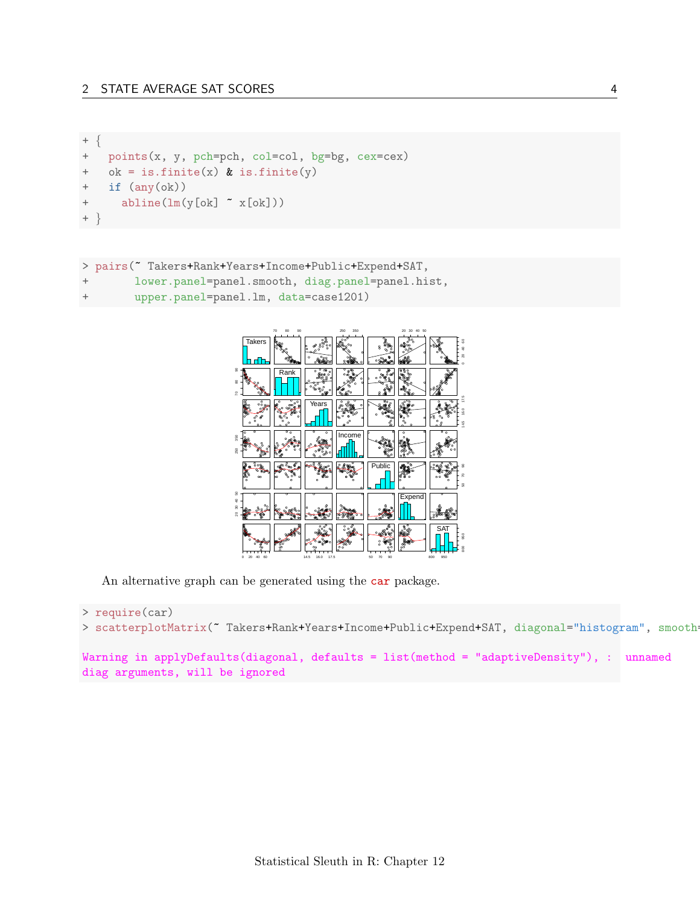```
+ {
+   points(x, y, pch=pch, col=col, bg=bg, cex=cex)
+   ok = is.finite(x) & is.finite(y)
+   if (any(ok))
+     abline(lm(y[ok] ~ x[ok]))
+ }
```

```
> pairs(~ Takers+Rank+Years+Income+Public+Expend+SAT,
+       lower.panel=panel.smooth, diag.panel=panel.hist,
+       upper.panel=panel.lm, data=case1201)
```

An alternative graph can be generated using the car package.

```
> require(car)
> scatterplotMatrix(~ Takers+Rank+Years+Income+Public+Expend+SAT, diagonal="histogram", smooth=

Warning in applyDefaults(diagonal, defaults = list(method = "adaptiveDensity"), :  unnamed
diag arguments, will be ignored
```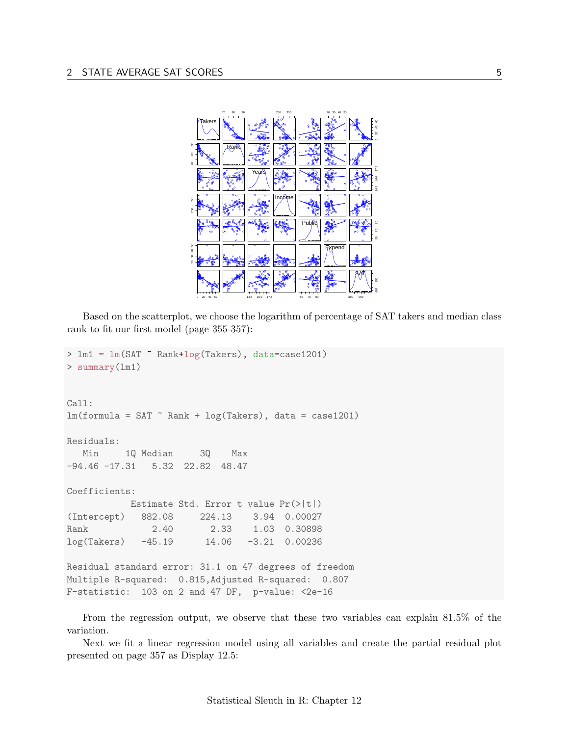Based on the scatterplot, we choose the logarithm of percentage of SAT takers and median class rank to fit our first model (page 355-357):

```
> lm1 = lm(SAT ~ Rank+log(Takers), data=case1201)
> summary(lm1)


Call:
lm(formula = SAT ~ Rank + log(Takers), data = case1201)

Residuals:
   Min     1Q Median     3Q    Max
-94.46 -17.31   5.32  22.82  48.47

Coefficients:
            Estimate Std. Error t value Pr(>|t|)
(Intercept)   882.08     224.13    3.94  0.00027
Rank            2.40       2.33    1.03  0.30898
log(Takers)   -45.19      14.06   -3.21  0.00236

Residual standard error: 31.1 on 47 degrees of freedom
Multiple R-squared:  0.815,Adjusted R-squared:  0.807
F-statistic:  103 on 2 and 47 DF,  p-value: <2e-16
```

From the regression output, we observe that these two variables can explain 81.5% of the variation.

Next we fit a linear regression model using all variables and create the partial residual plot presented on page 357 as Display 12.5: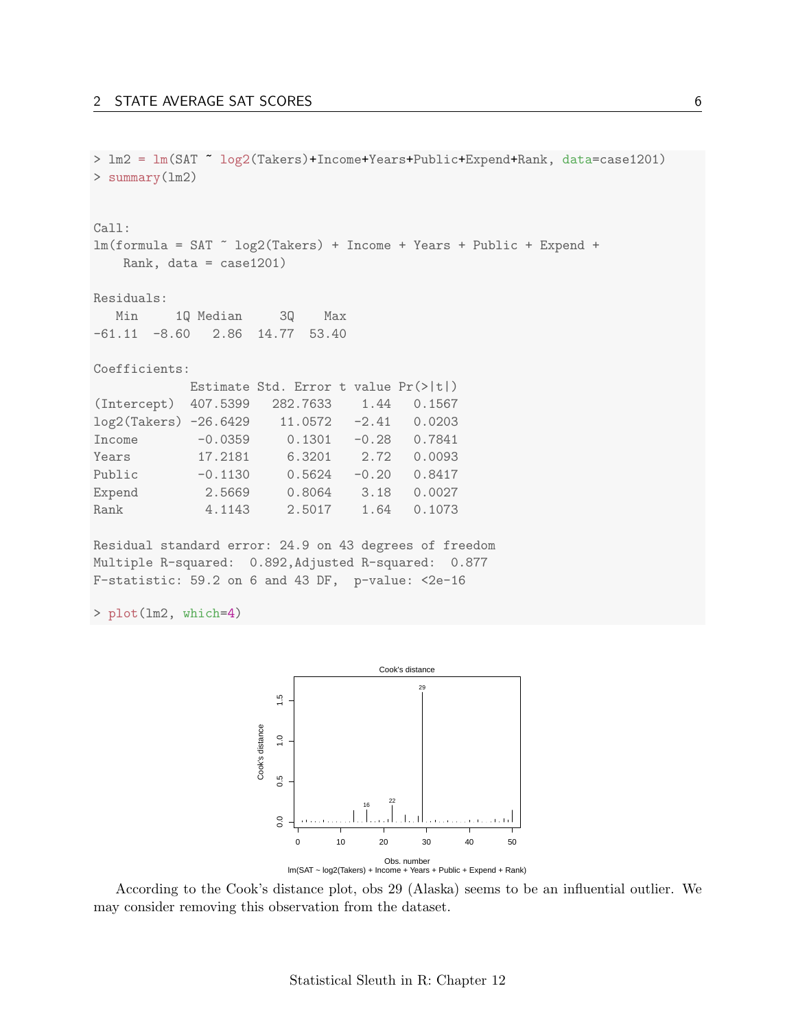```
> lm2 = lm(SAT ~ log2(Takers)+Income+Years+Public+Expend+Rank, data=case1201)
> summary(lm2)


Call:
lm(formula = SAT ~ log2(Takers) + Income + Years + Public + Expend +
    Rank, data = case1201)

Residuals:
   Min     1Q Median     3Q    Max
-61.11  -8.60   2.86  14.77  53.40

Coefficients:
             Estimate Std. Error t value Pr(>|t|)
(Intercept)  407.5399   282.7633    1.44   0.1567
log2(Takers) -26.6429    11.0572   -2.41   0.0203
Income        -0.0359     0.1301   -0.28   0.7841
Years         17.2181     6.3201    2.72   0.0093
Public        -0.1130     0.5624   -0.20   0.8417
Expend         2.5669     0.8064    3.18   0.0027
Rank           4.1143     2.5017    1.64   0.1073

Residual standard error: 24.9 on 43 degrees of freedom
Multiple R-squared:  0.892,Adjusted R-squared:  0.877
F-statistic: 59.2 on 6 and 43 DF,  p-value: <2e-16

> plot(lm2, which=4)
```

According to the Cook's distance plot, obs 29 (Alaska) seems to be an influential outlier. We may consider removing this observation from the dataset.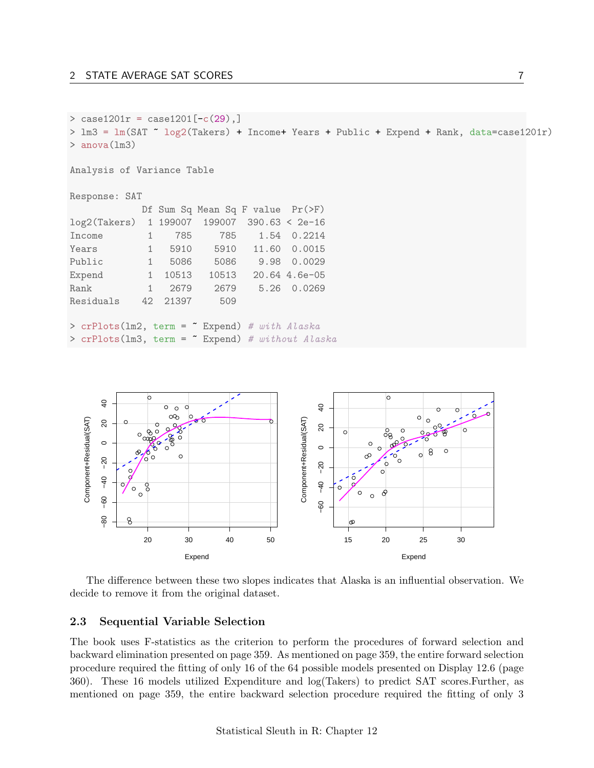```
> case1201r = case1201[-c(29),]
> lm3 = lm(SAT ~ log2(Takers) + Income+ Years + Public + Expend + Rank, data=case1201r)
> anova(lm3)

Analysis of Variance Table

Response: SAT
             Df Sum Sq Mean Sq F value  Pr(>F)
log2(Takers)  1 199007  199007  390.63 < 2e-16
Income        1    785     785    1.54  0.2214
Years         1   5910    5910   11.60  0.0015
Public        1   5086    5086    9.98  0.0029
Expend        1  10513   10513   20.64 4.6e-05
Rank          1   2679    2679    5.26  0.0269
Residuals    42  21397     509

> crPlots(lm2, term = ~ Expend) # with Alaska
> crPlots(lm3, term = ~ Expend) # without Alaska
```

The difference between these two slopes indicates that Alaska is an influential observation. We decide to remove it from the original dataset.

### 2.3 Sequential Variable Selection

The book uses F-statistics as the criterion to perform the procedures of forward selection and backward elimination presented on page 359. As mentioned on page 359, the entire forward selection procedure required the fitting of only 16 of the 64 possible models presented on Display 12.6 (page 360). These 16 models utilized Expenditure and log(Takers) to predict SAT scores.Further, as mentioned on page 359, the entire backward selection procedure required the fitting of only 3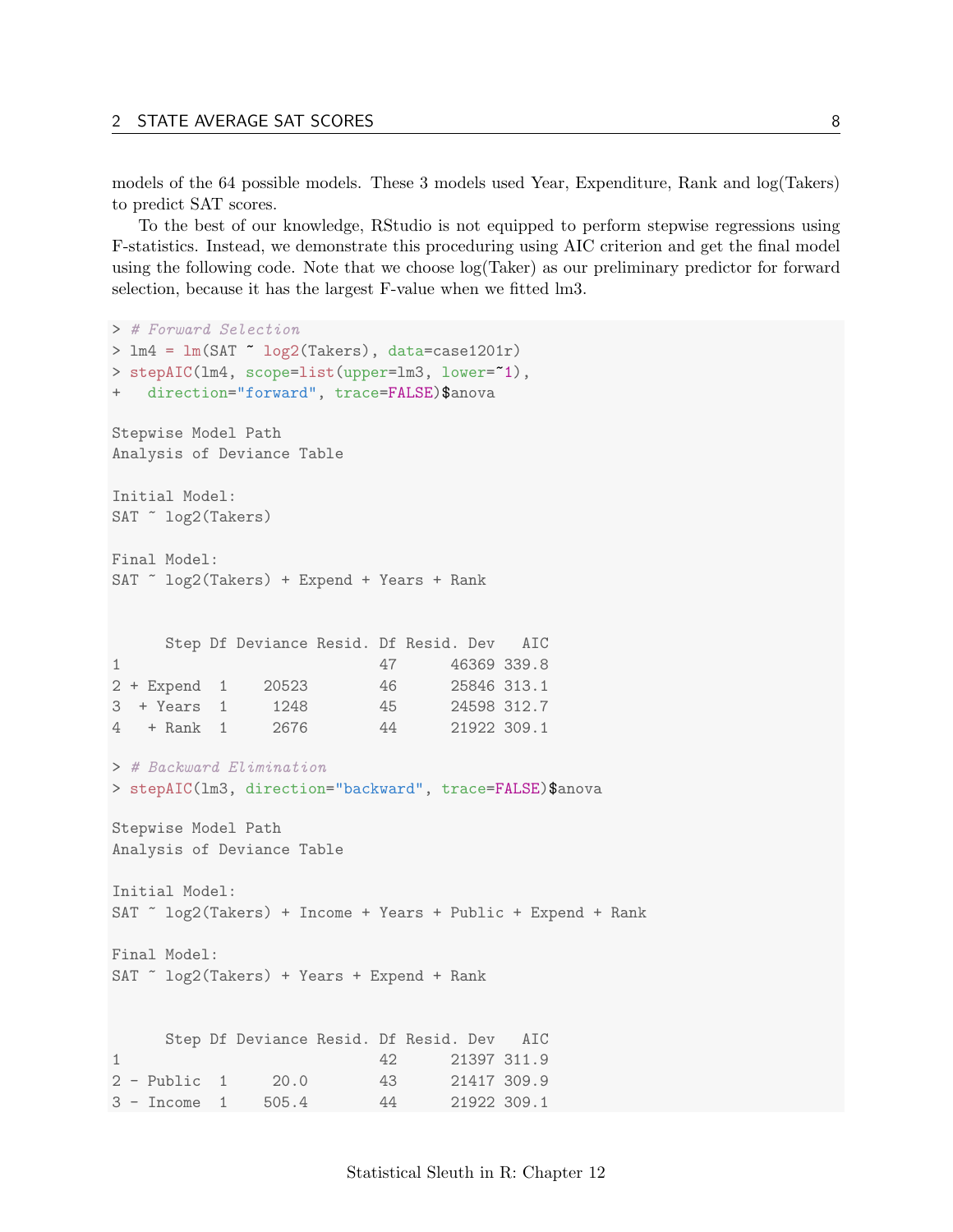models of the 64 possible models. These 3 models used Year, Expenditure, Rank and log(Takers) to predict SAT scores.

To the best of our knowledge, RStudio is not equipped to perform stepwise regressions using F-statistics. Instead, we demonstrate this proceduring using AIC criterion and get the final model using the following code. Note that we choose log(Taker) as our preliminary predictor for forward selection, because it has the largest F-value when we fitted lm3.

```
> # Forward Selection
> lm4 = lm(SAT ~ log2(Takers), data=case1201r)
> stepAIC(lm4, scope=list(upper=lm3, lower=~1),
+   direction="forward", trace=FALSE)$anova

Stepwise Model Path
Analysis of Deviance Table

Initial Model:
SAT ~ log2(Takers)

Final Model:
SAT ~ log2(Takers) + Expend + Years + Rank


      Step Df Deviance Resid. Df Resid. Dev   AIC
1                             47      46369 339.8
2 + Expend  1    20523        46      25846 313.1
3  + Years  1     1248        45      24598 312.7
4   + Rank  1     2676        44      21922 309.1

> # Backward Elimination
> stepAIC(lm3, direction="backward", trace=FALSE)$anova

Stepwise Model Path
Analysis of Deviance Table

Initial Model:
SAT ~ log2(Takers) + Income + Years + Public + Expend + Rank

Final Model:
SAT ~ log2(Takers) + Years + Expend + Rank


      Step Df Deviance Resid. Df Resid. Dev   AIC
1                             42      21397 311.9
2 - Public  1     20.0        43      21417 309.9
3 - Income  1    505.4        44      21922 309.1
```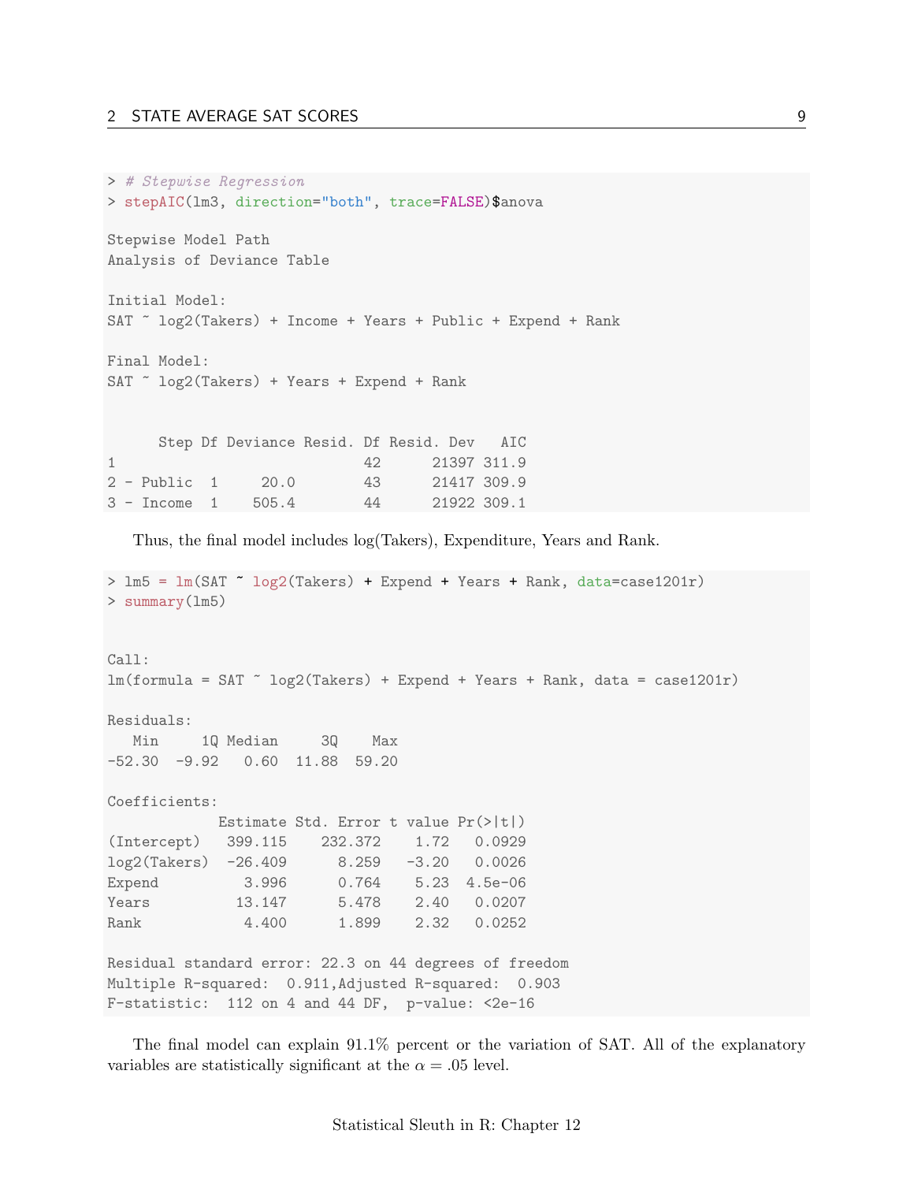```
> # Stepwise Regression
> stepAIC(lm3, direction="both", trace=FALSE)$anova

Stepwise Model Path
Analysis of Deviance Table

Initial Model:
SAT ~ log2(Takers) + Income + Years + Public + Expend + Rank

Final Model:
SAT ~ log2(Takers) + Years + Expend + Rank


      Step Df Deviance Resid. Df Resid. Dev   AIC
1                            42      21397 311.9
2 - Public  1     20.0        43      21417 309.9
3 - Income  1    505.4        44      21922 309.1
```

Thus, the final model includes log(Takers), Expenditure, Years and Rank.

```
> lm5 = lm(SAT ~ log2(Takers) + Expend + Years + Rank, data=case1201r)
> summary(lm5)


Call:
lm(formula = SAT ~ log2(Takers) + Expend + Years + Rank, data = case1201r)

Residuals:
   Min     1Q Median     3Q    Max
-52.30  -9.92   0.60  11.88  59.20

Coefficients:
             Estimate Std. Error t value Pr(>|t|)
(Intercept)   399.115    232.372    1.72   0.0929
log2(Takers)  -26.409      8.259   -3.20   0.0026
Expend          3.996      0.764    5.23  4.5e-06
Years          13.147      5.478    2.40   0.0207
Rank            4.400      1.899    2.32   0.0252

Residual standard error: 22.3 on 44 degrees of freedom
Multiple R-squared:  0.911,Adjusted R-squared:  0.903
F-statistic:  112 on 4 and 44 DF,  p-value: <2e-16
```

The final model can explain 91.1% percent or the variation of SAT. All of the explanatory variables are statistically significant at the $\alpha = .05$ level.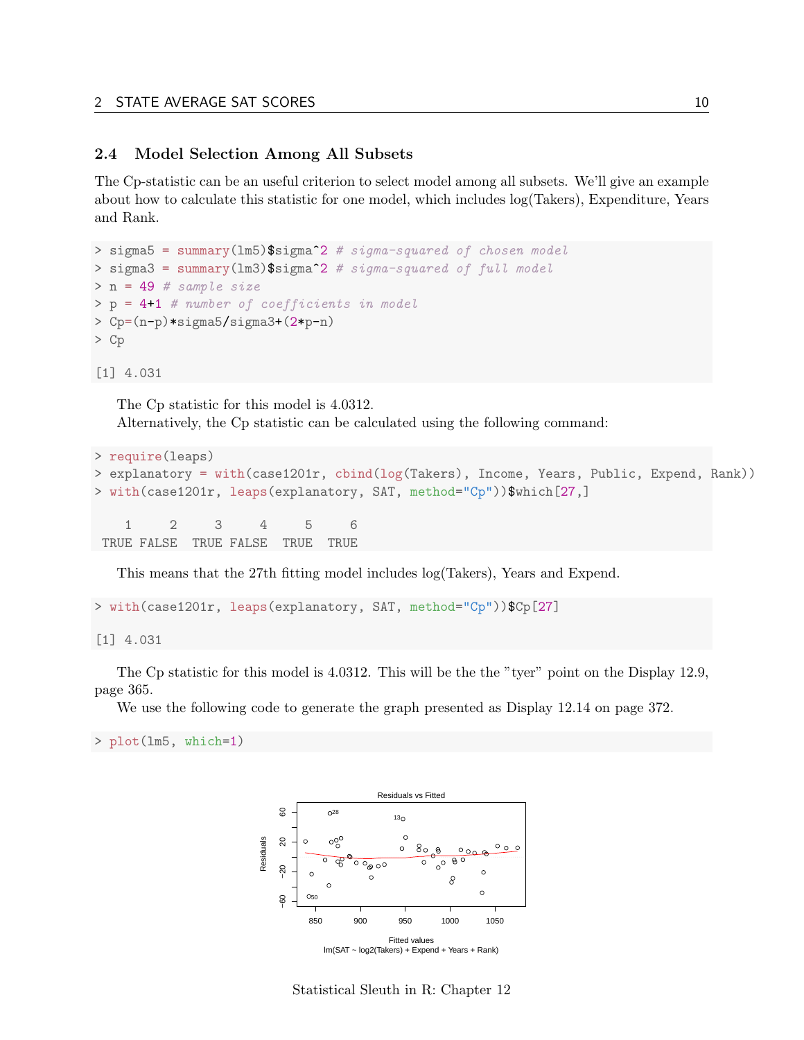## 2.4 Model Selection Among All Subsets

The Cp-statistic can be an useful criterion to select model among all subsets. We'll give an example about how to calculate this statistic for one model, which includes log(Takers), Expenditure, Years and Rank.

```
> sigma5 = summary(lm5)$sigma^2 # sigma-squared of chosen model
> sigma3 = summary(lm3)$sigma^2 # sigma-squared of full model
> n = 49 # sample size
> p = 4+1 # number of coefficients in model
> Cp=(n-p)*sigma5/sigma3+(2*p-n)
> Cp

[1] 4.031
```

The Cp statistic for this model is 4.0312.

Alternatively, the Cp statistic can be calculated using the following command:

```
> require(leaps)
> explanatory = with(case1201r, cbind(log(Takers), Income, Years, Public, Expend, Rank))
> with(case1201r, leaps(explanatory, SAT, method="Cp"))$which[27,]

    1     2     3     4     5     6
 TRUE FALSE  TRUE FALSE  TRUE  TRUE
```

This means that the 27th fitting model includes log(Takers), Years and Expend.

```
> with(case1201r, leaps(explanatory, SAT, method="Cp"))$Cp[27]

[1] 4.031
```

The Cp statistic for this model is 4.0312. This will be the the "tyer" point on the Display 12.9, page 365.

We use the following code to generate the graph presented as Display 12.14 on page 372.

```
> plot(lm5, which=1)
```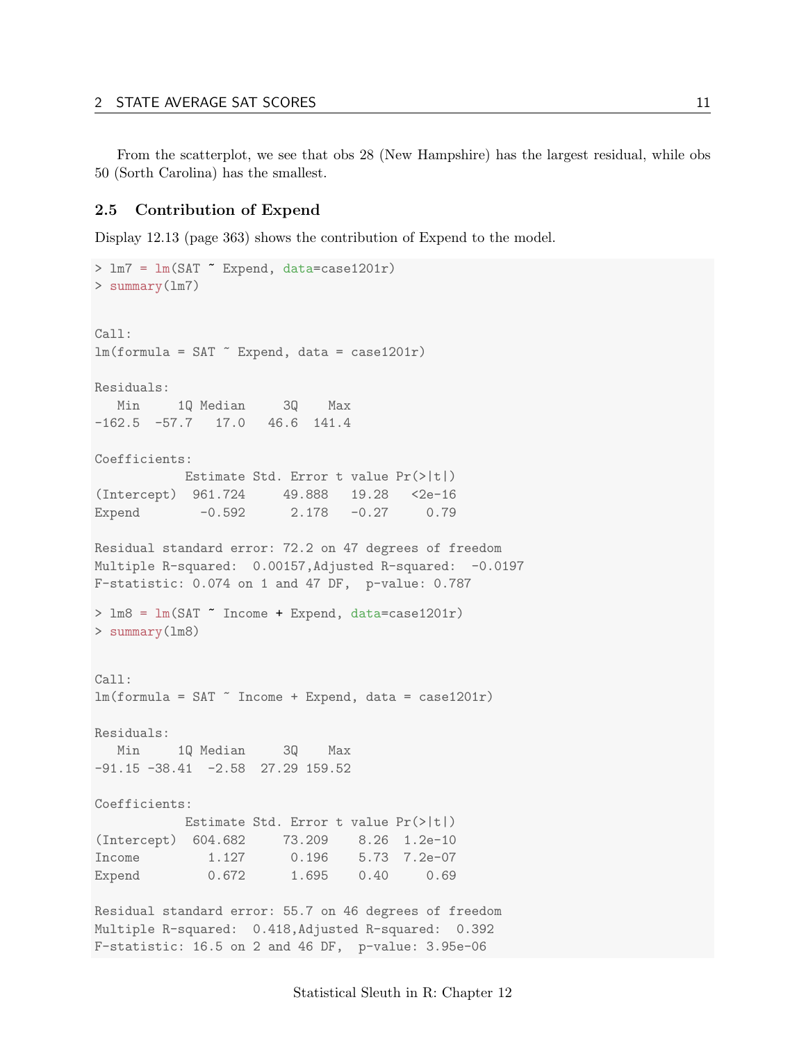From the scatterplot, we see that obs 28 (New Hampshire) has the largest residual, while obs 50 (Sorth Carolina) has the smallest.

### 2.5 Contribution of Expend

Display 12.13 (page 363) shows the contribution of Expend to the model.

```
> lm7 = lm(SAT ~ Expend, data=case1201r)
> summary(lm7)


Call:
lm(formula = SAT ~ Expend, data = case1201r)

Residuals:
   Min     1Q Median     3Q    Max 
-162.5  -57.7   17.0   46.6  141.4 

Coefficients:
            Estimate Std. Error t value Pr(>|t|)
(Intercept)  961.724     49.888   19.28   <2e-16
Expend        -0.592      2.178   -0.27     0.79

Residual standard error: 72.2 on 47 degrees of freedom
Multiple R-squared:  0.00157,Adjusted R-squared:  -0.0197 
F-statistic: 0.074 on 1 and 47 DF,  p-value: 0.787
```

```
> lm8 = lm(SAT ~ Income + Expend, data=case1201r)
> summary(lm8)


Call:
lm(formula = SAT ~ Income + Expend, data = case1201r)

Residuals:
   Min     1Q Median     3Q    Max 
-91.15 -38.41  -2.58  27.29 159.52 

Coefficients:
            Estimate Std. Error t value Pr(>|t|)
(Intercept)  604.682     73.209    8.26  1.2e-10
Income         1.127      0.196    5.73  7.2e-07
Expend         0.672      1.695    0.40     0.69

Residual standard error: 55.7 on 46 degrees of freedom
Multiple R-squared:  0.418,Adjusted R-squared:  0.392 
F-statistic: 16.5 on 2 and 46 DF,  p-value: 3.95e-06
```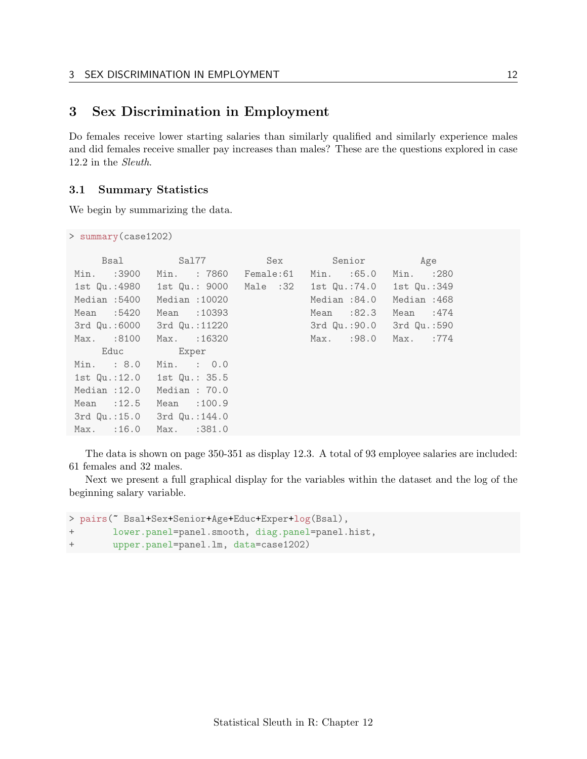# 3 Sex Discrimination in Employment

Do females receive lower starting salaries than similarly qualified and similarly experience males and did females receive smaller pay increases than males? These are the questions explored in case 12.2 in the *Sleuth*.

## 3.1 Summary Statistics

We begin by summarizing the data.

```
> summary(case1202)

      Bsal          Sal77            Sex         Senior          Age     
 Min.   :3900   Min.   : 7860   Female:61   Min.   :65.0   Min.   :280  
 1st Qu.:4980   1st Qu.: 9000   Male  :32   1st Qu.:74.0   1st Qu.:349  
 Median :5400   Median :10020               Median :84.0   Median :468  
 Mean   :5420   Mean   :10393               Mean   :82.3   Mean   :474  
 3rd Qu.:6000   3rd Qu.:11220               3rd Qu.:90.0   3rd Qu.:590  
 Max.   :8100   Max.   :16320               Max.   :98.0   Max.   :774  
      Educ          Exper      
 Min.   : 8.0   Min.   :  0.0  
 1st Qu.:12.0   1st Qu.: 35.5  
 Median :12.0   Median : 70.0  
 Mean   :12.5   Mean   :100.9  
 3rd Qu.:15.0   3rd Qu.:144.0  
 Max.   :16.0   Max.   :381.0  
```

The data is shown on page 350-351 as display 12.3. A total of 93 employee salaries are included: 61 females and 32 males.

Next we present a full graphical display for the variables within the dataset and the log of the beginning salary variable.

```
> pairs(~ Bsal+Sex+Senior+Age+Educ+Exper+log(Bsal),
+       lower.panel=panel.smooth, diag.panel=panel.hist,
+       upper.panel=panel.lm, data=case1202)
```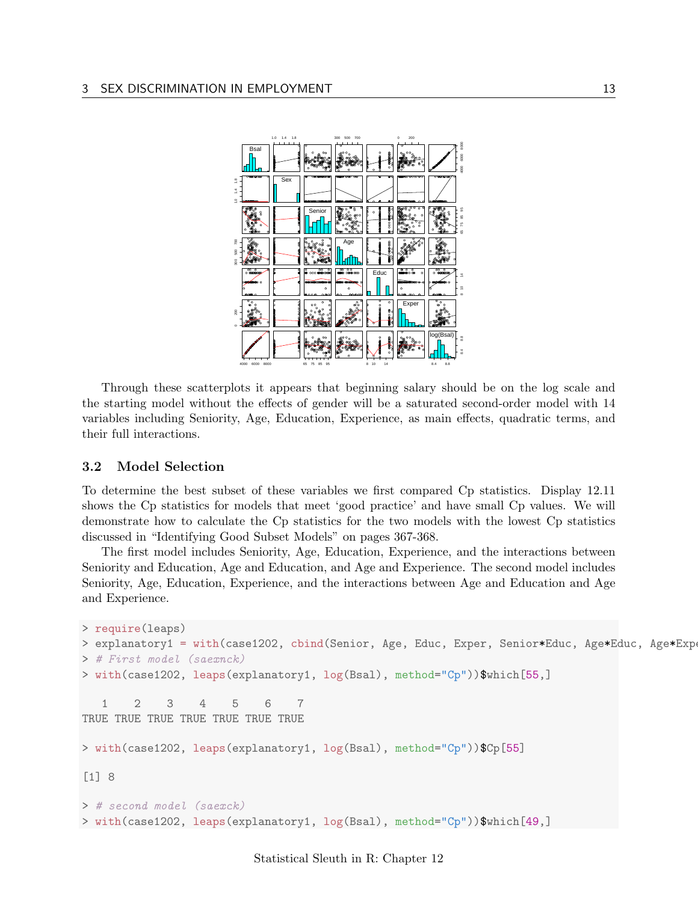Through these scatterplots it appears that beginning salary should be on the log scale and the starting model without the effects of gender will be a saturated second-order model with 14 variables including Seniority, Age, Education, Experience, as main effects, quadratic terms, and their full interactions.

### 3.2 Model Selection

To determine the best subset of these variables we first compared Cp statistics. Display 12.11 shows the Cp statistics for models that meet 'good practice' and have small Cp values. We will demonstrate how to calculate the Cp statistics for the two models with the lowest Cp statistics discussed in "Identifying Good Subset Models" on pages 367-368.

The first model includes Seniority, Age, Education, Experience, and the interactions between Seniority and Education, Age and Education, and Age and Experience. The second model includes Seniority, Age, Education, Experience, and the interactions between Age and Education and Age and Experience.

```
> require(leaps)
> explanatory1 = with(case1202, cbind(Senior, Age, Educ, Exper, Senior*Educ, Age*Educ, Age*Expe
> # First model (saexnck)
> with(case1202, leaps(explanatory1, log(Bsal), method="Cp"))$which[55,]

   1    2    3    4    5    6    7
TRUE TRUE TRUE TRUE TRUE TRUE TRUE

> with(case1202, leaps(explanatory1, log(Bsal), method="Cp"))$Cp[55]

[1] 8

> # second model (saexck)
> with(case1202, leaps(explanatory1, log(Bsal), method="Cp"))$which[49,]
```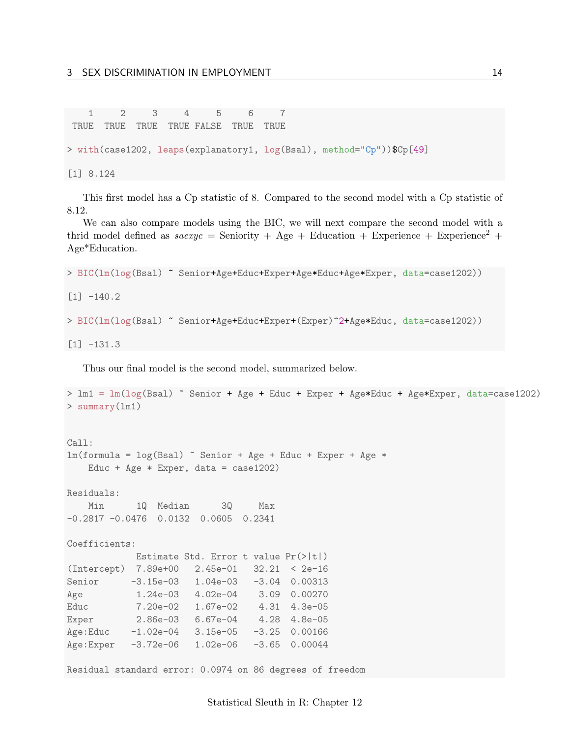```
   1     2     3     4     5     6     7 
 TRUE  TRUE  TRUE  TRUE FALSE  TRUE  TRUE 

> with(case1202, leaps(explanatory1, log(Bsal), method="Cp"))$Cp[49]

[1] 8.124
```

This first model has a Cp statistic of 8. Compared to the second model with a Cp statistic of 8.12.

We can also compare models using the BIC, we will next compare the second model with a thrid model defined as *saexyc* = Seniority + Age + Education + Experience + Experience$^2$ + Age*Education.

```
> BIC(lm(log(Bsal) ~ Senior+Age+Educ+Exper+Age*Educ+Age*Exper, data=case1202))

[1] -140.2

> BIC(lm(log(Bsal) ~ Senior+Age+Educ+Exper+(Exper)^2+Age*Educ, data=case1202))

[1] -131.3
```

Thus our final model is the second model, summarized below.

```
> lm1 = lm(log(Bsal) ~ Senior + Age + Educ + Exper + Age*Educ + Age*Exper, data=case1202)
> summary(lm1)


Call:
lm(formula = log(Bsal) ~ Senior + Age + Educ + Exper + Age *
    Educ + Age * Exper, data = case1202)

Residuals:
    Min      1Q  Median      3Q     Max 
-0.2817 -0.0476  0.0132  0.0605  0.2341 

Coefficients:
             Estimate Std. Error t value Pr(>|t|)    
(Intercept)  7.89e+00   2.45e-01   32.21  < 2e-16
Senior      -3.15e-03   1.04e-03   -3.04  0.00313
Age          1.24e-03   4.02e-04    3.09  0.00270
Educ         7.20e-02   1.67e-02    4.31  4.3e-05
Exper        2.86e-03   6.67e-04    4.28  4.8e-05
Age:Educ    -1.02e-04   3.15e-05   -3.25  0.00166
Age:Exper   -3.72e-06   1.02e-06   -3.65  0.00044

Residual standard error: 0.0974 on 86 degrees of freedom
```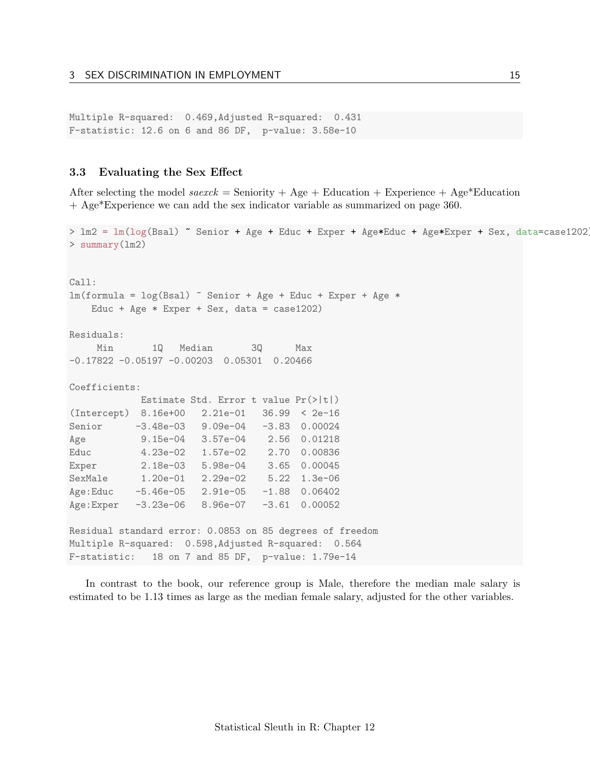```
Multiple R-squared:  0.469,Adjusted R-squared:  0.431
F-statistic: 12.6 on 6 and 86 DF,  p-value: 3.58e-10
```

### 3.3 Evaluating the Sex Effect

After selecting the model *saexck* = Seniority + Age + Education + Experience + Age*Education + Age*Experience we can add the sex indicator variable as summarized on page 360.

```
> lm2 = lm(log(Bsal) ~ Senior + Age + Educ + Exper + Age*Educ + Age*Exper + Sex, data=case1202)
> summary(lm2)


Call:
lm(formula = log(Bsal) ~ Senior + Age + Educ + Exper + Age *
    Educ + Age * Exper + Sex, data = case1202)

Residuals:
     Min       1Q   Median       3Q      Max
-0.17822 -0.05197 -0.00203  0.05301  0.20466

Coefficients:
             Estimate Std. Error t value Pr(>|t|)
(Intercept)  8.16e+00   2.21e-01   36.99  < 2e-16
Senior      -3.48e-03   9.09e-04   -3.83  0.00024
Age          9.15e-04   3.57e-04    2.56  0.01218
Educ         4.23e-02   1.57e-02    2.70  0.00836
Exper        2.18e-03   5.98e-04    3.65  0.00045
SexMale      1.20e-01   2.29e-02    5.22  1.3e-06
Age:Educ    -5.46e-05   2.91e-05   -1.88  0.06402
Age:Exper   -3.23e-06   8.96e-07   -3.61  0.00052

Residual standard error: 0.0853 on 85 degrees of freedom
Multiple R-squared:  0.598,Adjusted R-squared:  0.564
F-statistic:   18 on 7 and 85 DF,  p-value: 1.79e-14
```

In contrast to the book, our reference group is Male, therefore the median male salary is estimated to be 1.13 times as large as the median female salary, adjusted for the other variables.